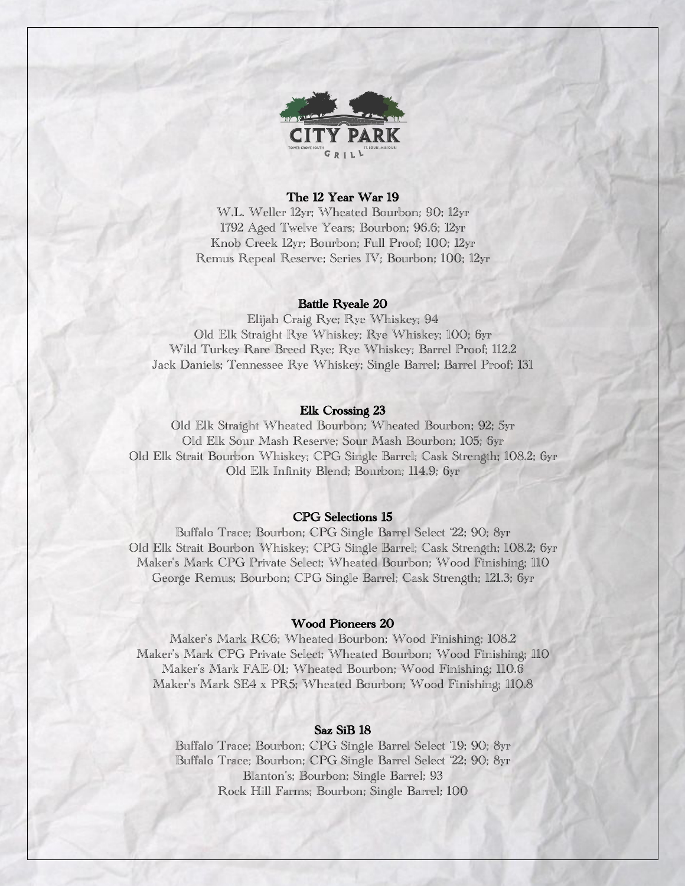CITY PARK GRILL

TOWER GROVE SOUTH — ST. LOUIS, MISSOURI

## The 12 Year War 19

W.L. Weller 12yr; Wheated Bourbon; 90; 12yr
1792 Aged Twelve Years; Bourbon; 96.6; 12yr
Knob Creek 12yr; Bourbon; Full Proof; 100; 12yr
Remus Repeal Reserve; Series IV; Bourbon; 100; 12yr

## Battle Ryeale 20

Elijah Craig Rye; Rye Whiskey; 94
Old Elk Straight Rye Whiskey; Rye Whiskey; 100; 6yr
Wild Turkey Rare Breed Rye; Rye Whiskey; Barrel Proof; 112.2
Jack Daniels; Tennessee Rye Whiskey; Single Barrel; Barrel Proof; 131

## Elk Crossing 23

Old Elk Straight Wheated Bourbon; Wheated Bourbon; 92; 5yr
Old Elk Sour Mash Reserve; Sour Mash Bourbon; 105; 6yr
Old Elk Strait Bourbon Whiskey; CPG Single Barrel; Cask Strength; 108.2; 6yr
Old Elk Infinity Blend; Bourbon; 114.9; 6yr

## CPG Selections 15

Buffalo Trace; Bourbon; CPG Single Barrel Select '22; 90; 8yr
Old Elk Strait Bourbon Whiskey; CPG Single Barrel; Cask Strength; 108.2; 6yr
Maker's Mark CPG Private Select; Wheated Bourbon; Wood Finishing; 110
George Remus; Bourbon; CPG Single Barrel; Cask Strength; 121.3; 6yr

## Wood Pioneers 20

Maker's Mark RC6; Wheated Bourbon; Wood Finishing; 108.2
Maker's Mark CPG Private Select; Wheated Bourbon; Wood Finishing; 110
Maker's Mark FAE-01; Wheated Bourbon; Wood Finishing; 110.6
Maker's Mark SE4 x PR5; Wheated Bourbon; Wood Finishing; 110.8

## Saz SiB 18

Buffalo Trace; Bourbon; CPG Single Barrel Select '19; 90; 8yr
Buffalo Trace; Bourbon; CPG Single Barrel Select '22; 90; 8yr
Blanton's; Bourbon; Single Barrel; 93
Rock Hill Farms; Bourbon; Single Barrel; 100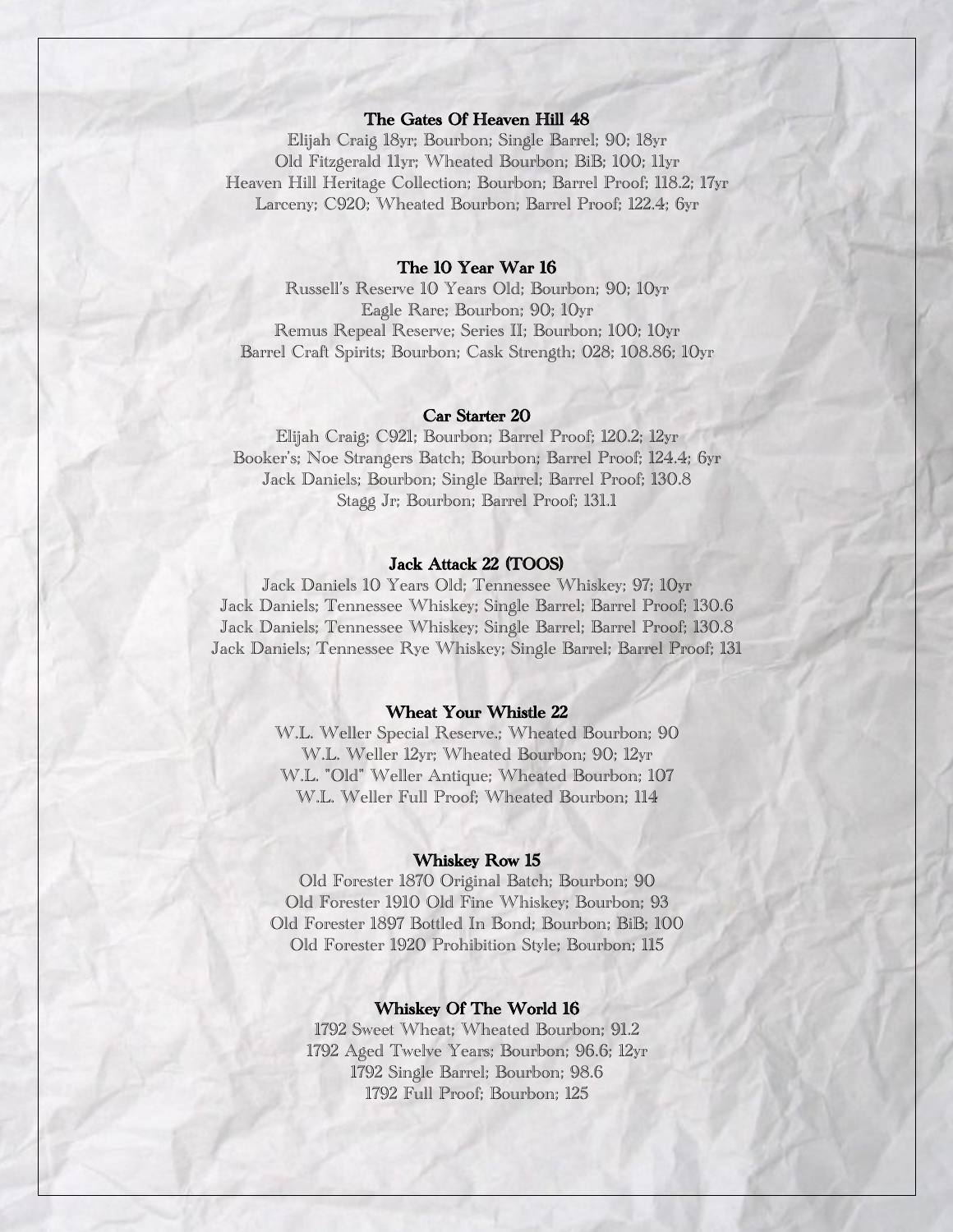### The Gates Of Heaven Hill 48

Elijah Craig 18yr; Bourbon; Single Barrel; 90; 18yr
Old Fitzgerald 11yr; Wheated Bourbon; BiB; 100; 11yr
Heaven Hill Heritage Collection; Bourbon; Barrel Proof; 118.2; 17yr
Larceny; C920; Wheated Bourbon; Barrel Proof; 122.4; 6yr

### The 10 Year War 16

Russell's Reserve 10 Years Old; Bourbon; 90; 10yr
Eagle Rare; Bourbon; 90; 10yr
Remus Repeal Reserve; Series II; Bourbon; 100; 10yr
Barrel Craft Spirits; Bourbon; Cask Strength; 028; 108.86; 10yr

### Car Starter 20

Elijah Craig; C921; Bourbon; Barrel Proof; 120.2; 12yr
Booker's; Noe Strangers Batch; Bourbon; Barrel Proof; 124.4; 6yr
Jack Daniels; Bourbon; Single Barrel; Barrel Proof; 130.8
Stagg Jr; Bourbon; Barrel Proof; 131.1

### Jack Attack 22 (TOOS)

Jack Daniels 10 Years Old; Tennessee Whiskey; 97; 10yr
Jack Daniels; Tennessee Whiskey; Single Barrel; Barrel Proof; 130.6
Jack Daniels; Tennessee Whiskey; Single Barrel; Barrel Proof; 130.8
Jack Daniels; Tennessee Rye Whiskey; Single Barrel; Barrel Proof; 131

### Wheat Your Whistle 22

W.L. Weller Special Reserve.; Wheated Bourbon; 90
W.L. Weller 12yr; Wheated Bourbon; 90; 12yr
W.L. "Old" Weller Antique; Wheated Bourbon; 107
W.L. Weller Full Proof; Wheated Bourbon; 114

### Whiskey Row 15

Old Forester 1870 Original Batch; Bourbon; 90
Old Forester 1910 Old Fine Whiskey; Bourbon; 93
Old Forester 1897 Bottled In Bond; Bourbon; BiB; 100
Old Forester 1920 Prohibition Style; Bourbon; 115

### Whiskey Of The World 16

1792 Sweet Wheat; Wheated Bourbon; 91.2
1792 Aged Twelve Years; Bourbon; 96.6; 12yr
1792 Single Barrel; Bourbon; 98.6
1792 Full Proof; Bourbon; 125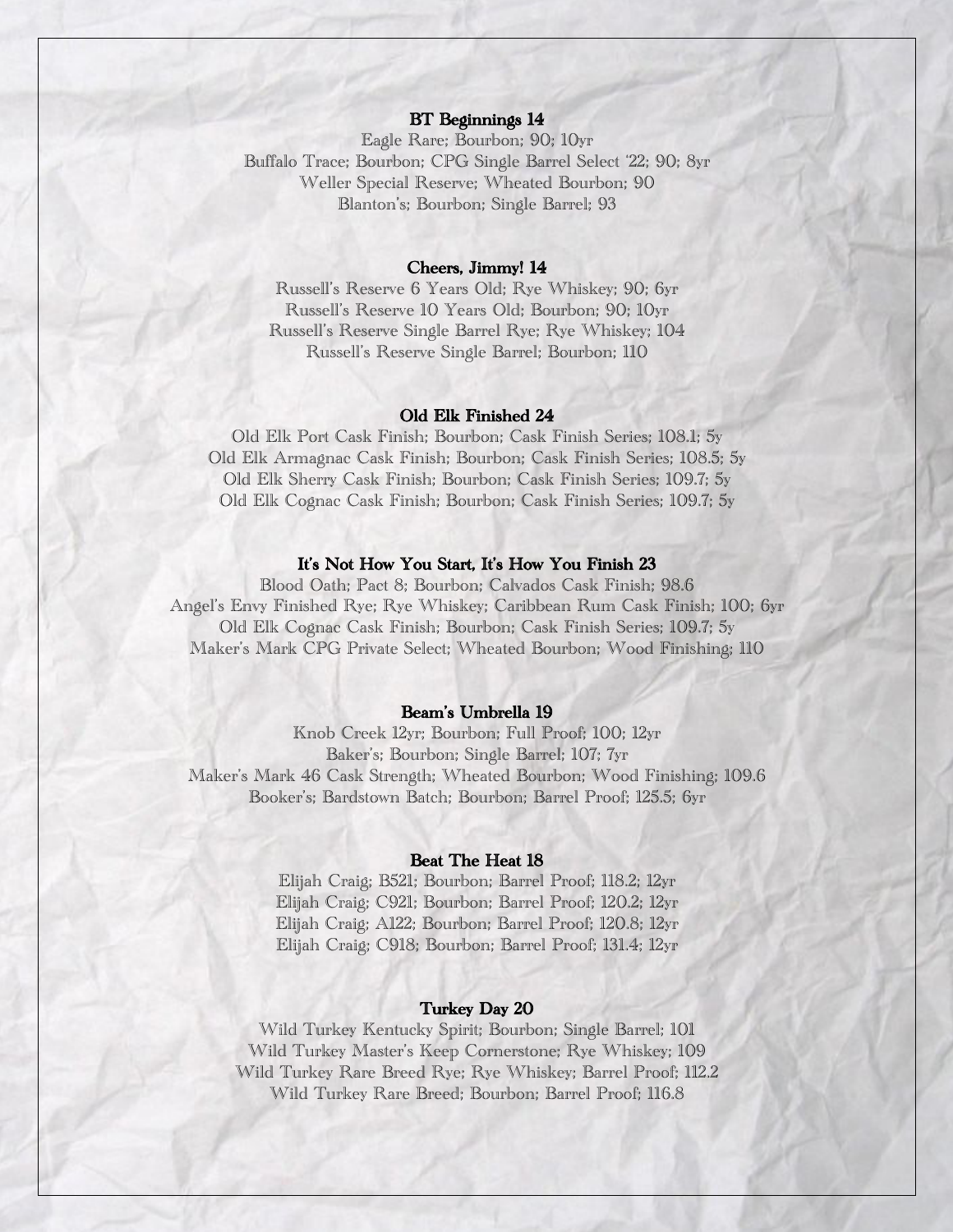**BT Beginnings 14**

Eagle Rare; Bourbon; 90; 10yr
Buffalo Trace; Bourbon; CPG Single Barrel Select '22; 90; 8yr
Weller Special Reserve; Wheated Bourbon; 90
Blanton's; Bourbon; Single Barrel; 93

**Cheers, Jimmy! 14**

Russell's Reserve 6 Years Old; Rye Whiskey; 90; 6yr
Russell's Reserve 10 Years Old; Bourbon; 90; 10yr
Russell's Reserve Single Barrel Rye; Rye Whiskey; 104
Russell's Reserve Single Barrel; Bourbon; 110

**Old Elk Finished 24**

Old Elk Port Cask Finish; Bourbon; Cask Finish Series; 108.1; 5y
Old Elk Armagnac Cask Finish; Bourbon; Cask Finish Series; 108.5; 5y
Old Elk Sherry Cask Finish; Bourbon; Cask Finish Series; 109.7; 5y
Old Elk Cognac Cask Finish; Bourbon; Cask Finish Series; 109.7; 5y

**It's Not How You Start, It's How You Finish 23**

Blood Oath; Pact 8; Bourbon; Calvados Cask Finish; 98.6
Angel's Envy Finished Rye; Rye Whiskey; Caribbean Rum Cask Finish; 100; 6yr
Old Elk Cognac Cask Finish; Bourbon; Cask Finish Series; 109.7; 5y
Maker's Mark CPG Private Select; Wheated Bourbon; Wood Finishing; 110

**Beam's Umbrella 19**

Knob Creek 12yr; Bourbon; Full Proof; 100; 12yr
Baker's; Bourbon; Single Barrel; 107; 7yr
Maker's Mark 46 Cask Strength; Wheated Bourbon; Wood Finishing; 109.6
Booker's; Bardstown Batch; Bourbon; Barrel Proof; 125.5; 6yr

**Beat The Heat 18**

Elijah Craig; B521; Bourbon; Barrel Proof; 118.2; 12yr
Elijah Craig; C921; Bourbon; Barrel Proof; 120.2; 12yr
Elijah Craig; A122; Bourbon; Barrel Proof; 120.8; 12yr
Elijah Craig; C918; Bourbon; Barrel Proof; 131.4; 12yr

**Turkey Day 20**

Wild Turkey Kentucky Spirit; Bourbon; Single Barrel; 101
Wild Turkey Master's Keep Cornerstone; Rye Whiskey; 109
Wild Turkey Rare Breed Rye; Rye Whiskey; Barrel Proof; 112.2
Wild Turkey Rare Breed; Bourbon; Barrel Proof; 116.8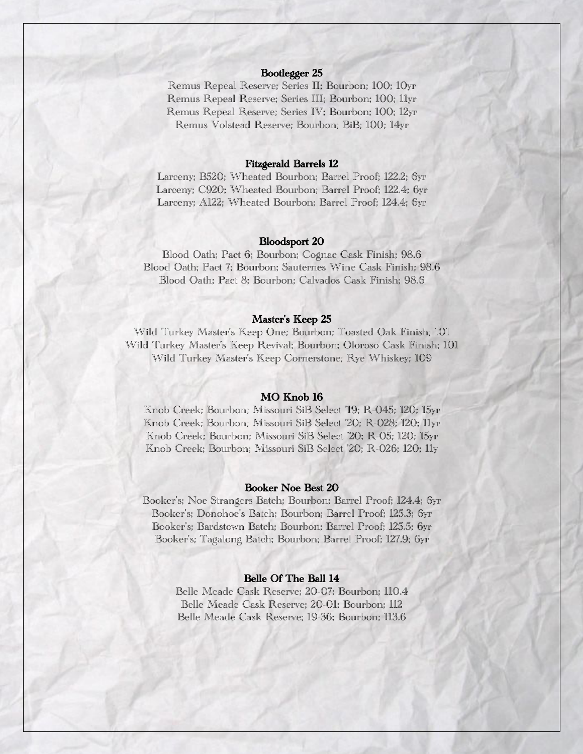**Bootlegger 25**

Remus Repeal Reserve; Series II; Bourbon; 100; 10yr
Remus Repeal Reserve; Series III; Bourbon; 100; 11yr
Remus Repeal Reserve; Series IV; Bourbon; 100; 12yr
Remus Volstead Reserve; Bourbon; BiB; 100; 14yr

**Fitzgerald Barrels 12**

Larceny; B520; Wheated Bourbon; Barrel Proof; 122.2; 6yr
Larceny; C920; Wheated Bourbon; Barrel Proof; 122.4; 6yr
Larceny; A122; Wheated Bourbon; Barrel Proof; 124.4; 6yr

**Bloodsport 20**

Blood Oath; Pact 6; Bourbon; Cognac Cask Finish; 98.6
Blood Oath; Pact 7; Bourbon; Sauternes Wine Cask Finish; 98.6
Blood Oath; Pact 8; Bourbon; Calvados Cask Finish; 98.6

**Master's Keep 25**

Wild Turkey Master's Keep One; Bourbon; Toasted Oak Finish; 101
Wild Turkey Master's Keep Revival; Bourbon; Oloroso Cask Finish; 101
Wild Turkey Master's Keep Cornerstone; Rye Whiskey; 109

**MO Knob 16**

Knob Creek; Bourbon; Missouri SiB Select '19; R-045; 120; 15yr
Knob Creek; Bourbon; Missouri SiB Select '20; R-028; 120; 11yr
Knob Creek; Bourbon; Missouri SiB Select '20; R-05; 120; 15yr
Knob Creek; Bourbon; Missouri SiB Select '20; R-026; 120; 11y

**Booker Noe Best 20**

Booker's; Noe Strangers Batch; Bourbon; Barrel Proof; 124.4; 6yr
Booker's; Donohoe's Batch; Bourbon; Barrel Proof; 125.3; 6yr
Booker's; Bardstown Batch; Bourbon; Barrel Proof; 125.5; 6yr
Booker's; Tagalong Batch; Bourbon; Barrel Proof; 127.9; 6yr

**Belle Of The Ball 14**

Belle Meade Cask Reserve; 20-07; Bourbon; 110.4
Belle Meade Cask Reserve; 20-01; Bourbon; 112
Belle Meade Cask Reserve; 19-36; Bourbon; 113.6